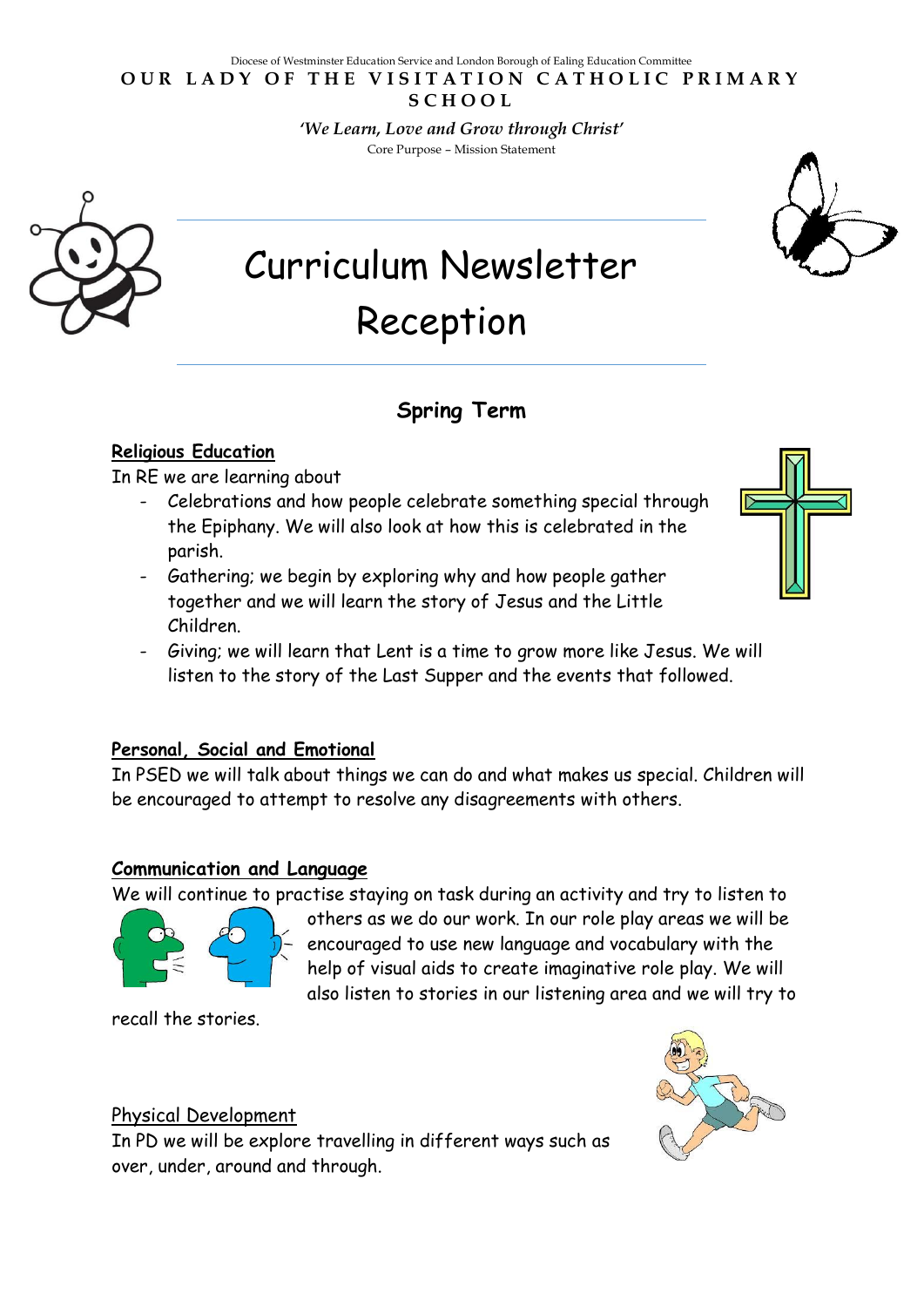Diocese of Westminster Education Service and London Borough of Ealing Education Committee

**OUR LADY OF THE VISITATION CATHOLIC PRIMARY SCHOOL**

*'We Learn, Love and Grow through Christ'*

Core Purpose – Mission Statement

# Curriculum Newsletter
# Reception

## Spring Term

### Religious Education

In RE we are learning about

- Celebrations and how people celebrate something special through the Epiphany. We will also look at how this is celebrated in the parish.
- Gathering; we begin by exploring why and how people gather together and we will learn the story of Jesus and the Little Children.
- Giving; we will learn that Lent is a time to grow more like Jesus. We will listen to the story of the Last Supper and the events that followed.

### Personal, Social and Emotional

In PSED we will talk about things we can do and what makes us special. Children will be encouraged to attempt to resolve any disagreements with others.

### Communication and Language

We will continue to practise staying on task during an activity and try to listen to others as we do our work. In our role play areas we will be encouraged to use new language and vocabulary with the help of visual aids to create imaginative role play. We will also listen to stories in our listening area and we will try to recall the stories.

### Physical Development

In PD we will be explore travelling in different ways such as over, under, around and through.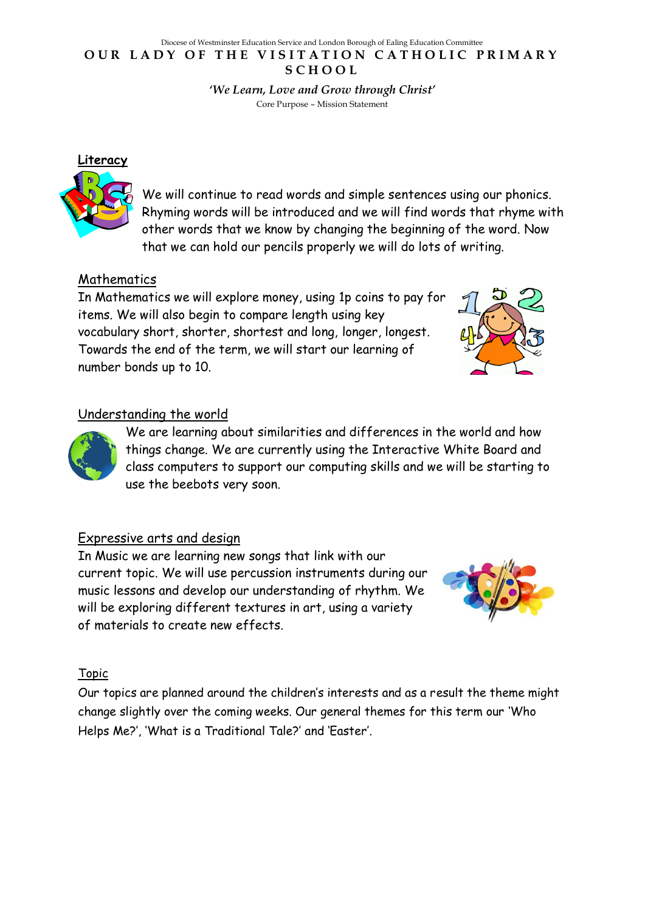Diocese of Westminster Education Service and London Borough of Ealing Education Committee

# OUR LADY OF THE VISITATION CATHOLIC PRIMARY SCHOOL

*'We Learn, Love and Grow through Christ'*

Core Purpose – Mission Statement

## Literacy

We will continue to read words and simple sentences using our phonics. Rhyming words will be introduced and we will find words that rhyme with other words that we know by changing the beginning of the word. Now that we can hold our pencils properly we will do lots of writing.

## Mathematics

In Mathematics we will explore money, using 1p coins to pay for items. We will also begin to compare length using key vocabulary short, shorter, shortest and long, longer, longest. Towards the end of the term, we will start our learning of number bonds up to 10.

## Understanding the world

We are learning about similarities and differences in the world and how things change. We are currently using the Interactive White Board and class computers to support our computing skills and we will be starting to use the beebots very soon.

## Expressive arts and design

In Music we are learning new songs that link with our current topic. We will use percussion instruments during our music lessons and develop our understanding of rhythm. We will be exploring different textures in art, using a variety of materials to create new effects.

## Topic

Our topics are planned around the children's interests and as a result the theme might change slightly over the coming weeks. Our general themes for this term our 'Who Helps Me?', 'What is a Traditional Tale?' and 'Easter'.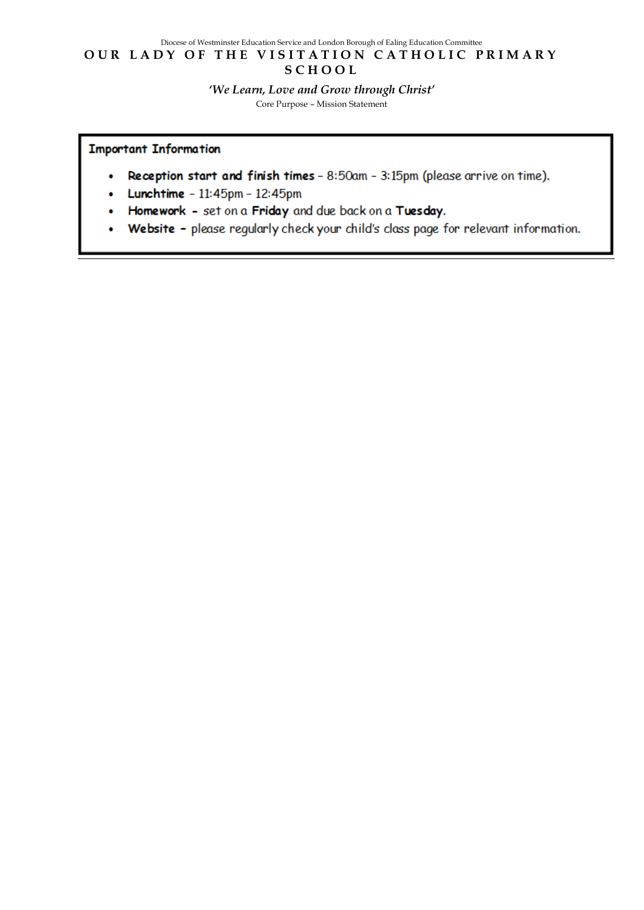Diocese of Westminster Education Service and London Borough of Ealing Education Committee

# OUR LADY OF THE VISITATION CATHOLIC PRIMARY SCHOOL

*'We Learn, Love and Grow through Christ'*

Core Purpose – Mission Statement

**Important Information**

- **Reception start and finish times** – 8:50am – 3:15pm (please arrive on time).
- **Lunchtime** – 11:45pm – 12:45pm
- **Homework** – set on a **Friday** and due back on a **Tuesday**.
- **Website** – please regularly check your child's class page for relevant information.